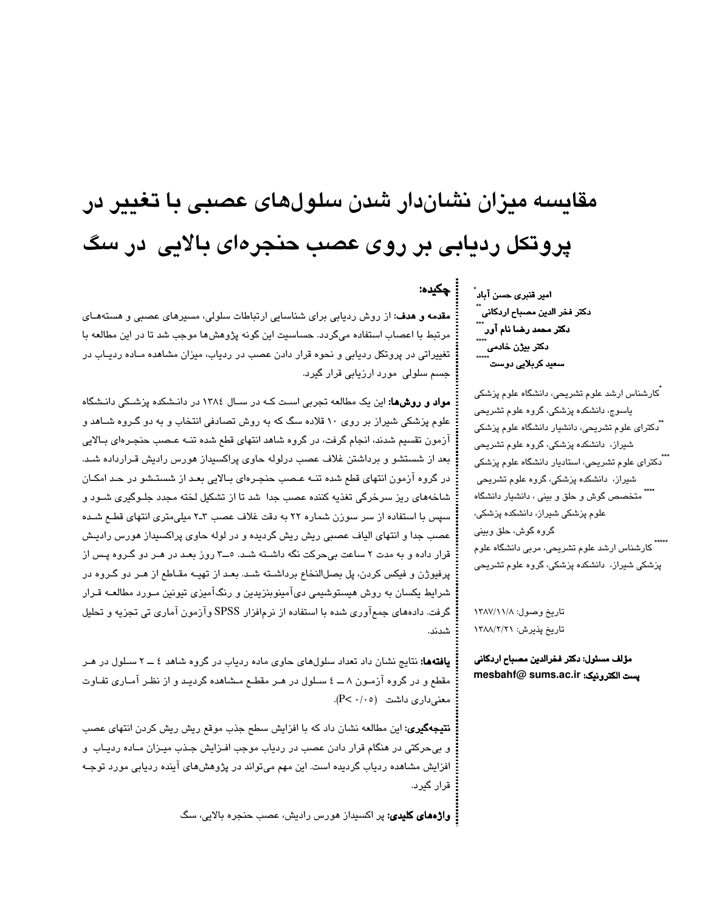# مقایسه میزان نشان‌دار شدن سلول‌های عصبی با تغییر در پروتکل ردیابی بر روی عصب حنجره‌ای بالایی در سگ

**امیر قنبری حسن آباد**[*]
**دکتر فخر الدین مصباح اردکانی**[**]
**دکتر محمد رضا نام آور**[***]
**دکتر بیژن خادمی**[****]
**سعید کربلایی دوست**[*****]

[*] کارشناس ارشد علوم تشریحی، دانشگاه علوم پزشکی یاسوج، دانشکده پزشکی، گروه علوم تشریحی

[**] دکترای علوم تشریحی، دانشیار دانشگاه علوم پزشکی شیراز، دانشکده پزشکی، گروه علوم تشریحی

[***] دکترای علوم تشریحی، استادیار دانشگاه علوم پزشکی شیراز، دانشکده پزشکی، گروه علوم تشریحی

[****] متخصص گوش و حلق و بینی ، دانشیار دانشگاه علوم پزشکی شیراز، دانشکده پزشکی، گروه گوش، حلق وبینی

[*****] کارشناس ارشد علوم تشریحی، مربی دانشگاه علوم پزشکی شیراز، دانشکده پزشکی، گروه علوم تشریحی

تاریخ وصول: ۱۳۸۷/۱۱/۸

تاریخ پذیرش: ۱۳۸۸/۲/۲۱

**مؤلف مسئول: دکتر فخرالدین مصباح اردکانی**

**پست الکترونیک:** mesbahf@ sums.ac.ir

## چکیده:

**مقدمه و هدف:** از روش ردیابی برای شناسایی ارتباطات سلولی، مسیرهای عصبی و هسته‌های مرتبط با اعصاب استفاده می‌گردد. حساسیت این گونه پژوهش‌ها موجب شد تا در این مطالعه با تغییراتی در پروتکل ردیابی و نحوه قرار دادن عصب در ردیاب، میزان مشاهده ماده ردیاب در جسم سلولی مورد ارزیابی قرار گیرد.

**مواد و روش‌ها:** این یک مطالعه تجربی است که در سال ۱۳۸٤ در دانشکده پزشکی دانشگاه علوم پزشکی شیراز بر روی ۱۰ قلاده سگ که به روش تصادفی انتخاب و به دو گروه شاهد و آزمون تقسیم شدند، انجام گرفت، در گروه شاهد انتهای قطع شده تنه عصب حنجره‌ای بالایی بعد از شستشو و برداشتن غلاف عصب درلوله حاوی پراکسیداز هورس رادیش قرارداده شد. در گروه آزمون انتهای قطع شده تنه عصب حنجره‌ای بالایی بعد از شستشو در حد امکان شاخه‌های ریز سرخرگی تغذیه کننده عصب جدا شد تا از تشکیل لخته مجدد جلوگیری شود و سپس با استفاده از سر سوزن شماره ۲۲ به دقت غلاف عصب ۳-۲ میلی‌متری انتهای قطع شده عصب جدا و انتهای الیاف عصبی ریش ریش گردیده و در لوله حاوی پراکسیداز هورس رادیش قرار داده و به مدت ۲ ساعت بی‌حرکت نگه داشته شد. ٥-۳ روز بعد در هر دو گروه پس از پرفیوژن و فیکس کردن، پل بصل‌النخاع برداشته شد. بعد از تهیه مقاطع از هر دو گروه در شرایط یکسان به روش هیستوشیمی دی‌آمینوبنزیدین و رنگ‌آمیزی تیونین مورد مطالعه قرار گرفت. داده‌های جمع‌آوری شده با استفاده از نرم‌افزار SPSS وآزمون آماری تی تجزیه و تحلیل شدند.

**یافته‌ها:** نتایج نشان داد تعداد سلول‌های حاوی ماده ردیاب در گروه شاهد ٤ ــ ۲ سلول در هر مقطع و در گروه آزمون ۸ ــ ٤ سلول در هر مقطع مشاهده گردید و از نظر آماری تفاوت معنی‌داری داشت ($P < ۰/۰٥$).

**نتیجه‌گیری:** این مطالعه نشان داد که با افزایش سطح جذب موقع ریش ریش کردن انتهای عصب و بی‌حرکتی در هنگام قرار دادن عصب در ردیاب موجب افزایش جذب میزان ماده ردیاب و افزایش مشاهده ردیاب گردیده است. این مهم می‌تواند در پژوهش‌های آینده ردیابی مورد توجه قرار گیرد.

**واژه‌های کلیدی:** پر اکسیداز هورس رادیش، عصب حنجره بالایی، سگ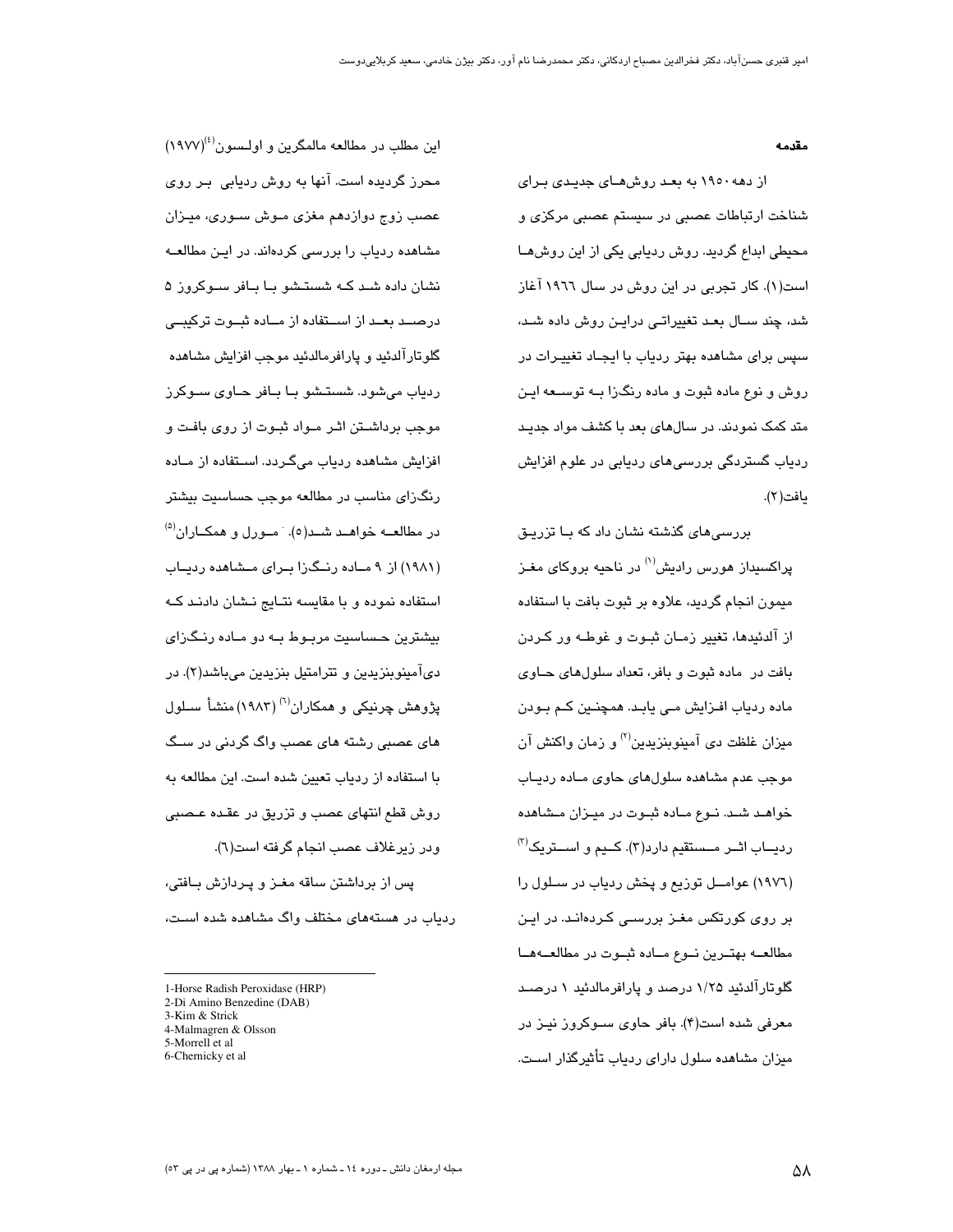## مقدمه

از دهه ۱۹۵۰ به بعد روش‌های جدیدی برای شناخت ارتباطات عصبی در سیستم عصبی مرکزی و محیطی ابداع گردید. روش ردیابی یکی از این روش‌ها است(۱). کار تجربی در این روش در سال ۱۹٦٦ آغاز شد، چند سال بعد تغییراتی دراین روش داده شد، سپس برای مشاهده بهتر ردیاب با ایجاد تغییرات در روش و نوع ماده ثبوت و ماده رنگزا به توسعه این متد کمک نمودند. در سال‌های بعد با کشف مواد جدید ردیاب گستردگی بررسی‌های ردیابی در علوم افزایش یافت(۲).

بررسی‌های گذشته نشان داد که با تزریق پراکسیداز هورس رادیش[1] در ناحیه بروکای مغز میمون انجام گردید، علاوه بر ثبوت بافت با استفاده از آلدئیدها، تغییر زمان ثبوت و غوطه ور کردن بافت در ماده ثبوت و بافر، تعداد سلول‌های حاوی ماده ردیاب افزایش می یابد. همچنین کم بودن میزان غلظت دی آمینوبنزیدین[2] و زمان واکنش آن موجب عدم مشاهده سلول‌های حاوی ماده ردیاب خواهد شد. نوع ماده ثبوت در میزان مشاهده ردیاب اثر مستقیم دارد(۳). کیم و استریک[3] (۱۹۷٦) عوامل توزیع و پخش ردیاب در سلول را بر روی کورتکس مغز بررسی کرده‌اند. در این مطالعه بهترین نوع ماده ثبوت در مطالعه‌ها گلوتارآلدئید ۱/۲۵ درصد و پارافرمالدئید ۱ درصد معرفی شده است(۴). بافر حاوی سوکروز نیز در میزان مشاهده سلول دارای ردیاب تأثیرگذار است.

این مطلب در مطالعه مالمگرین و اولسون[4] (۱۹۷۷) محرز گردیده است. آنها به روش ردیابی بر روی عصب زوج دوازدهم مغزی موش سوری، میزان مشاهده ردیاب را بررسی کرده‌اند. در این مطالعه نشان داده شد که شستشو با بافر سوکروز ۵ درصد بعد از استفاده از ماده ثبوت ترکیبی گلوتارآلدئید و پارافرمالدئید موجب افزایش مشاهده ردیاب می‌شود. شستشو با بافر حاوی سوکرز موجب برداشتن اثر مواد ثبوت از روی بافت و افزایش مشاهده ردیاب می‌گردد. استفاده از ماده رنگزای مناسب در مطالعه موجب حساسیت بیشتر در مطالعه خواهد شد(۵). مورل و همکاران[5] (۱۹۸۱) از ۹ ماده رنگزا برای مشاهده ردیاب استفاده نموده و با مقایسه نتایج نشان دادند که بیشترین حساسیت مربوط به دو ماده رنگزای دی‌آمینوبنزیدین و تترامتیل بنزیدین می‌باشد(۲). در پژوهش چرنیکی و همکاران[6] (۱۹۸۳) منشأ سلول های عصبی رشته های عصب واگ گردنی در سگ با استفاده از ردیاب تعیین شده است. این مطالعه به روش قطع انتهای عصب و تزریق در عقده عصبی ودر زیرغلاف عصب انجام گرفته است(٦).

پس از برداشتن ساقه مغز و پردازش بافتی، ردیاب در هسته‌های مختلف واگ مشاهده شده است،

---

1-Horse Radish Peroxidase (HRP)
2-Di Amino Benzedine (DAB)
3-Kim & Strick
4-Malmagren & Olsson
5-Morrell et al
6-Chernicky et al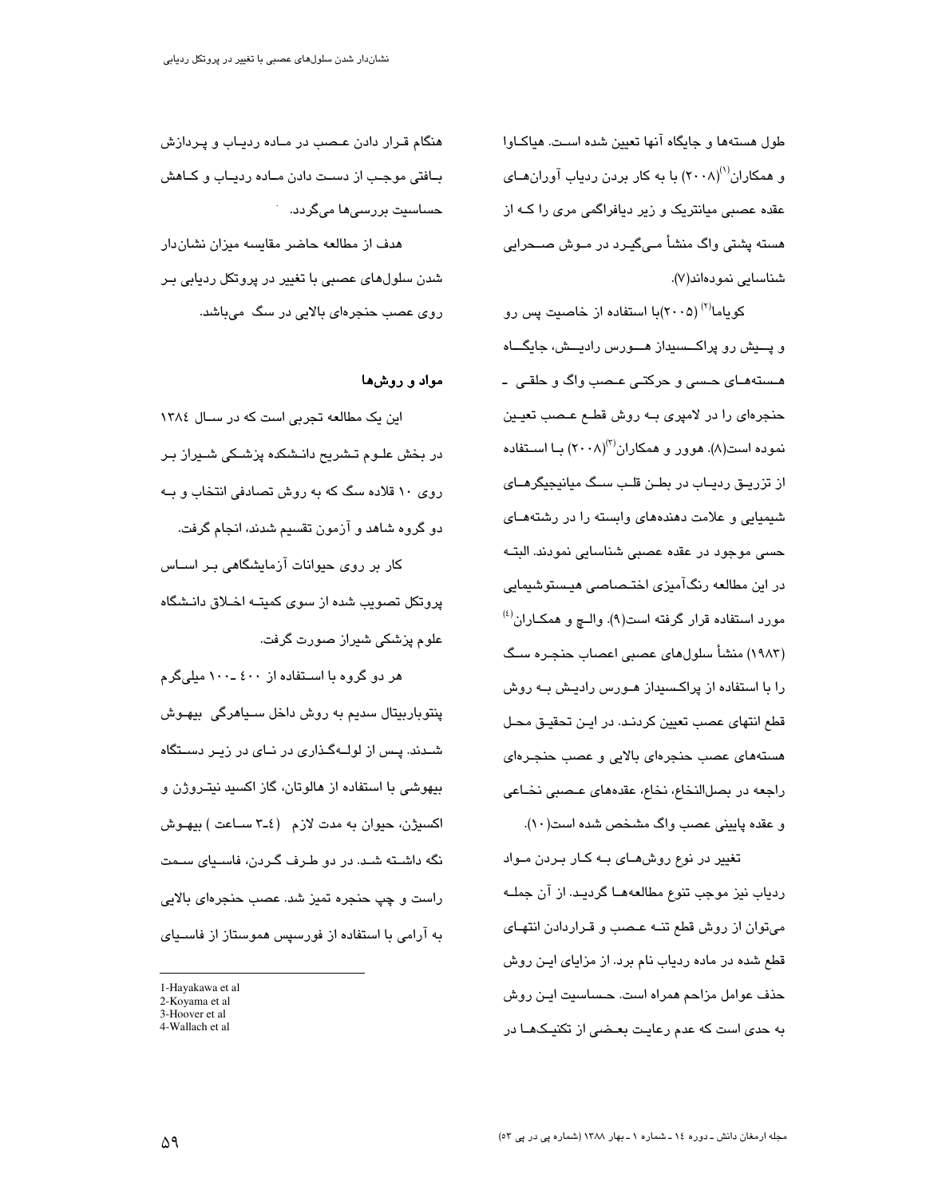طول هسته‌ها و جایگاه آنها تعیین شده است. هیاکاوا و همکاران[1](۲۰۰۸) با به کار بردن ردیاب آوران‌های عقده عصبی میانتریک و زیر دیافراگمی مری را که از هسته پشتی واگ منشأ می‌گیرد در موش صحرایی شناسایی نموده‌اند(۷).

کویاما[2] (۲۰۰۵)با استفاده از خاصیت پس رو و پیش رو پراکسیداز هورس رادیش، جایگاه هسته‌های حسی و حرکتی عصب واگ و حلقی ـ حنجره‌ای را در لامپری به روش قطع عصب تعیین نموده است(۸). هوور و همکاران[3](۲۰۰۸) با استفاده از تزریق ردیاب در بطن قلب سگ میانیجیگرهای شیمیایی و علامت دهنده‌های وابسته را در رشته‌های حسی موجود در عقده عصبی شناسایی نمودند. البته در این مطالعه رنگ‌آمیزی اختصاصی هیستوشیمیایی مورد استفاده قرار گرفته است(۹). والچ و همکاران[4] (۱۹۸۳) منشأ سلول‌های عصبی اعصاب حنجره سگ را با استفاده از پراکسیداز هورس رادیش به روش قطع انتهای عصب تعیین کردند. در این تحقیق محل هسته‌های عصب حنجره‌ای بالایی و عصب حنجره‌ای راجعه در بصل‌النخاع، نخاع، عقده‌های عصبی نخاعی و عقده پایینی عصب واگ مشخص شده است(۱۰).

تغییر در نوع روش‌های به کار بردن مواد ردیاب نیز موجب تنوع مطالعه‌ها گردید. از آن جمله می‌توان از روش قطع تنه عصب و قراردادن انتهای قطع شده در ماده ردیاب نام برد. از مزایای این روش حذف عوامل مزاحم همراه است. حساسیت این روش به حدی است که عدم رعایت بعضی از تکنیک‌ها در هنگام قرار دادن عصب در ماده ردیاب و پردازش بافتی موجب از دست دادن ماده ردیاب و کاهش حساسیت بررسی‌ها می‌گردد.

هدف از مطالعه حاضر مقایسه میزان نشان‌دار شدن سلول‌های عصبی با تغییر در پروتکل ردیابی بر روی عصب حنجره‌ای بالایی در سگ می‌باشد.

## مواد و روش‌ها

این یک مطالعه تجربی است که در سال ۱۳۸٤ در بخش علوم تشریح دانشکده پزشکی شیراز بر روی ۱۰ قلاده سگ که به روش تصادفی انتخاب و به دو گروه شاهد و آزمون تقسیم شدند، انجام گرفت.

کار بر روی حیوانات آزمایشگاهی بر اساس پروتکل تصویب شده از سوی کمیته اخلاق دانشگاه علوم پزشکی شیراز صورت گرفت.

هر دو گروه با استفاده از ٤۰۰ ـ۱۰۰ میلی‌گرم پنتوباربیتال سدیم به روش داخل سیاهرگی بیهوش شدند. پس از لوله‌گذاری در نای در زیر دستگاه بیهوشی با استفاده از هالوتان، گاز اکسید نیتروژن و اکسیژن، حیوان به مدت لازم (٤ـ۳ ساعت ) بیهوش نگه داشته شد. در دو طرف گردن، فاسیای سمت راست و چپ حنجره تمیز شد. عصب حنجره‌ای بالایی به آرامی با استفاده از فورسپس هموستاز از فاسیای

---

1-Hayakawa et al
2-Koyama et al
3-Hoover et al
4-Wallach et al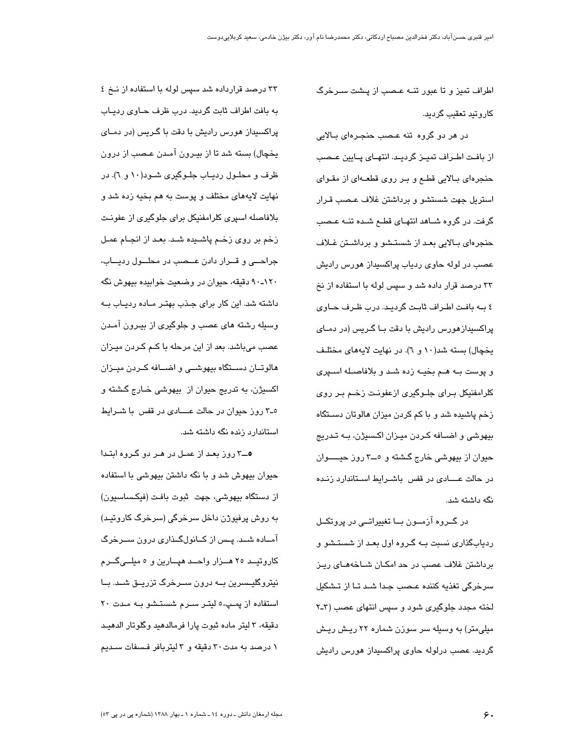اطراف تمیز و تا عبور تنه عصب از پشت سرخرگ کاروتید تعقیب گردید.

در هر دو گروه تنه عصب حنجره‌ای بالایی از بافت اطراف تمیز گردید. انتهای پایین عصب حنجره‌ای بالایی قطع و بر روی قطعه‌ای از مقوای استریل جهت شستشو و برداشتن غلاف عصب قرار گرفت. در گروه شاهد انتهای قطع شده تنه عصب حنجره‌ای بالایی بعد از شستشو و برداشتن غلاف عصب در لوله حاوی ردیاب پراکسیداز هورس رادیش ۳۳ درصد قرار داده شد و سپس لوله با استفاده از نخ ٤ به بافت اطراف ثابت گردید. درب ظرف حاوی پراکسیدازهورس رادیش با دقت با گریس (در دمای یخچال) بسته شد(۱۰ و ٦). در نهایت لایه‌های مختلف و پوست به هم بخیه زده شد و بلافاصله اسپری کلرامفنیکل برای جلوگیری ازعفونت زخم بر روی زخم پاشیده شد و با کم کردن میزان هالوتان دستگاه بیهوشی و اضافه کردن میزان اکسیژن، به تدریج حیوان از بیهوشی خارج گشته و ٥ـ۳ روز حیوان در حالت عادی در قفس باشرایط استاندارد زنده نگه داشته شد.

در گروه آزمون با تغییراتی در پروتکل ردیاب‌گذاری نسبت به گروه اول بعد از شستشو و برداشتن غلاف عصب در حد امکان شاخه‌های ریز سرخرگی تغذیه کننده عصب جدا شد تا از تشکیل لخته مجدد جلوگیری شود و سپس انتهای عصب (۳ـ۲ میلی‌متر) به وسیله سر سوزن شماره ۲۲ ریش ریش گردید. عصب درلوله حاوی پراکسیداز هورس رادیش ۳۳ درصد قرارداده شد سپس لوله با استفاده از نخ ٤ به بافت اطراف ثابت گردید. درب ظرف حاوی ردیاب پراکسیداز هورس رادیش با دقت با گریس (در دمای یخچال) بسته شد تا از بیرون آمدن عصب از درون ظرف و محلول ردیاب جلوگیری شود(۱۰ و ٦). در نهایت لایه‌های مختلف و پوست به هم بخیه زده شد و بلافاصله اسپری کلرامفنیکل برای جلوگیری از عفونت زخم بر روی زخم پاشیده شد. بعد از انجام عمل جراحی و قرار دادن عصب در محلول ردیاب، ۱۲۰ـ۹۰ دقیقه، حیوان در وضعیت خوابیده بیهوش نگه داشته شد. این کار برای جذب بهتر ماده ردیاب به وسیله رشته های عصب و جلوگیری از بیرون آمدن عصب می‌باشد. بعد از این مرحله با کم کردن میزان هالوتان دستگاه بیهوشی و اضافه کردن میزان اکسیژن، به تدریج حیوان از بیهوشی خارج گشته و ٥ـ۳ روز حیوان در حالت عادی در قفس با شرایط استاندارد زنده نگه داشته شد.

٥ـ۳ روز بعد از عمل در هر دو گروه ابتدا حیوان بیهوش شد و با نگه داشتن بیهوشی با استفاده از دستگاه بیهوشی، جهت ثبوت بافت (فیکساسیون) به روش پرفیوژن داخل سرخرگی (سرخرگ کاروتید) آماده شد. پس از کانول‌گذاری درون سرخرگ کاروتید ۲۵ هزار واحد هپارین و ٥ میلی‌گرم نیتروگلیسرین به درون سرخرگ تزریق شد. با استفاده از پمپ،٥ لیتر سرم شستشو به مدت ۲۰ دقیقه، ۳ لیتر ماده ثبوت پارا فرمالدهید وگلوتار الدهید ۱ درصد به مدت ۳۰ دقیقه و ۳ لیتربافر فسفات سدیم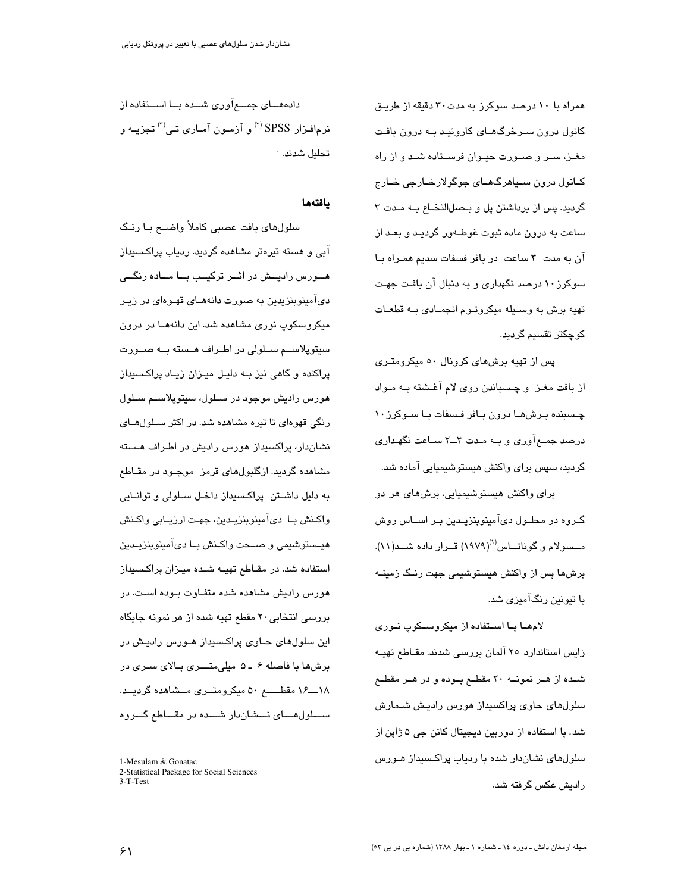همراه با ۱۰ درصد سوکرز به مدت ۳۰ دقیقه از طریق کانول درون سرخرگ‌های کاروتید به درون بافت مغز، سر و صورت حیوان فرستاده شد و از راه کانول درون سیاهرگ‌های جوگولارخارجی خارج گردید. پس از برداشتن پل و بصل‌النخاع به مدت ۳ ساعت به درون ماده ثبوت غوطه‌ور گردید و بعد از آن به مدت ۳ ساعت در بافر فسفات سدیم همراه با سوکرز ۱۰ درصد نگهداری و به دنبال آن بافت جهت تهیه برش به وسیله میکروتوم انجمادی به قطعات کوچکتر تقسیم گردید.

پس از تهیه برش‌های کرونال ۵۰ میکرومتری از بافت مغز و چسباندن روی لام آغشته به مواد چسبنده برش‌ها درون بافر فسفات با سوکرز ۱۰ درصد جمع‌آوری و به مدت ۳ـ۲ ساعت نگهداری گردید، سپس برای واکنش هیستوشیمیایی آماده شد.

برای واکنش هیستوشیمیایی، برش‌های هر دو گروه در محلول دی‌آمینوبنزیدین بر اساس روش مسولام و گوناتاس[1](۱۹۷۹) قرار داده شد(۱۱). برش‌ها پس از واکنش هیستوشیمی جهت رنگ زمینه با تیونین رنگ‌آمیزی شد.

لام‌ها با استفاده از میکروسکوپ نوری زایس استاندارد ۲۵ آلمان بررسی شدند. مقاطع تهیه شده از هر نمونه ۲۰ مقطع بوده و در هر مقطع سلول‌های حاوی پراکسیداز هورس رادیش شمارش شد. با استفاده از دوربین دیجیتال کانن جی ۵ ژاپن از سلول‌های نشان‌دار شده با ردیاب پراکسیداز هورس رادیش عکس گرفته شد.

داده‌های جمع‌آوری شده با استفاده از نرم‌افزار SPSS [2] و آزمون آماری تی[3] تجزیه و تحلیل شدند.

## یافته‌ها

سلول‌های بافت عصبی کاملاً واضح با رنگ آبی و هسته تیره‌تر مشاهده گردید. ردیاب پراکسیداز هورس رادیش در اثر ترکیب با ماده رنگی دی‌آمینوبنزیدین به صورت دانه‌های قهوه‌ای در زیر میکروسکوپ نوری مشاهده شد. این دانه‌ها در درون سیتوپلاسم سلولی در اطراف هسته به صورت پراکنده و گاهی نیز به دلیل میزان زیاد پراکسیداز هورس رادیش موجود در سلول، سیتوپلاسم سلول رنگی قهوه‌ای تا تیره مشاهده شد. در اکثر سلول‌های نشان‌دار، پراکسیداز هورس رادیش در اطراف هسته مشاهده گردید. ازگلبول‌های قرمز موجود در مقاطع به دلیل داشتن پراکسیداز داخل سلولی و توانایی واکنش با دی‌آمینوبنزیدین، جهت ارزیابی واکنش هیستوشیمی و صحت واکنش با دی‌آمینوبنزیدین استفاده شد. در مقاطع تهیه شده میزان پراکسیداز هورس رادیش مشاهده شده متفاوت بوده است. در بررسی انتخابی ۲۰ مقطع تهیه شده از هر نمونه جایگاه این سلول‌های حاوی پراکسیداز هورس رادیش در برش‌ها با فاصله ۶ ـ ۵ میلی‌متری بالای سری در ۱۸ـ۱۶ مقطع ۵۰ میکرومتری مشاهده گردید. سلول‌های نشان‌دار شده در مقاطع گروه

---

1-Mesulam & Gonatac
2-Statistical Package for Social Sciences
3-T-Test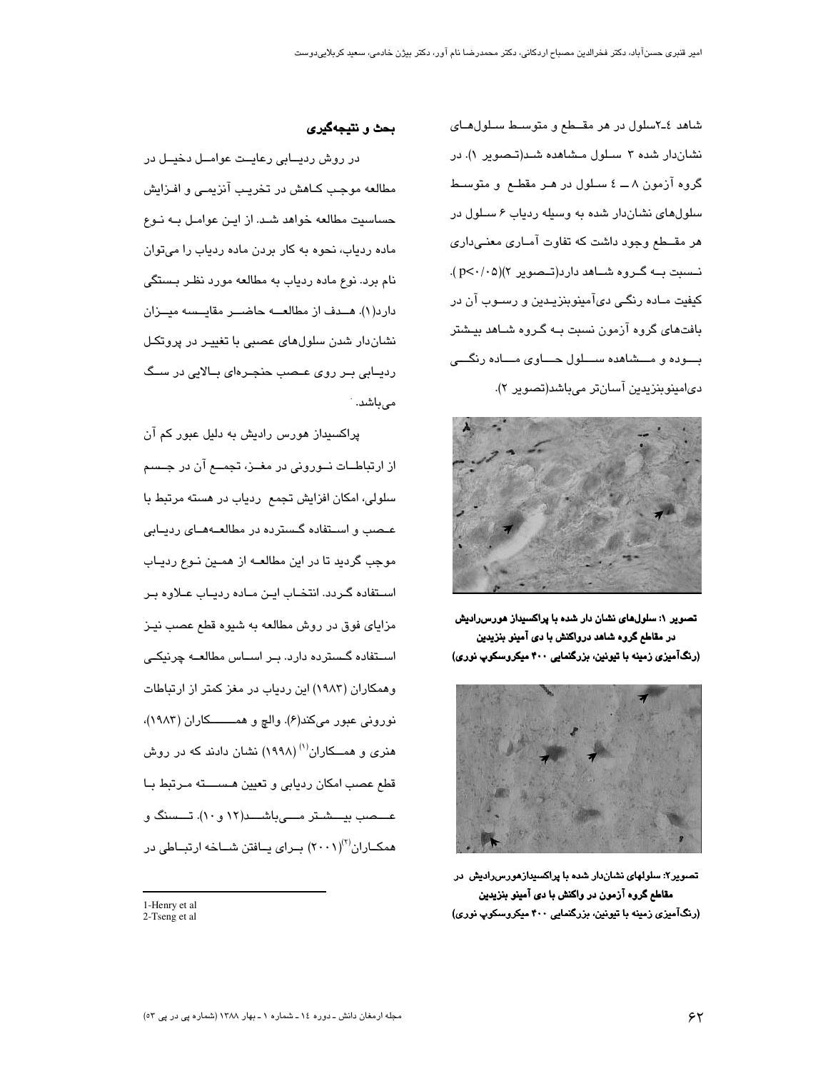شاهد ٤ـ٢سلول در هر مقــطع و متوسـط سـلول‌هـای نشان‌دار شده ۳ سـلول مـشاهده شـد(تـصویر ۱). در گروه آزمون ۸ ــ ٤ سـلول در هـر مقطـع و متوسـط سلول‌های نشان‌دار شده به وسیله ردیاب ۶ سـلول در هر مقــطع وجود داشت که تفاوت آمـاری معنـی‌داری نـسبت بــه گــروه شــاهد دارد(تــصویر ۲)($p<0.05$). کیفیت مـاده رنگـی دی‌آمینوبنزیـدین و رسـوب آن در بافت‌های گروه آزمون نسبت بـه گـروه شـاهد بیـشتر بـــوده و مـــشاهده ســـلول حـــاوی مـــاده رنگـــی دی‌امینوبنزیدین آسان‌تر می‌باشد(تصویر ۲).

تصویر ۱: سلول‌های نشان دار شده با پراکسیداز هورس‌رادیش در مقاطع گروه شاهد درواکنش با دی آمینو بنزیدین (رنگ‌آمیزی زمینه با تیونین، بزرگنمایی ۴۰۰ میکروسکوپ نوری)

تصویر۲: سلولهای نشان‌دار شده با پراکسیدازهورس‌رادیش در مقاطع گروه آزمون در واکنش با دی آمینو بنزیدین (رنگ‌آمیزی زمینه با تیونین، بزرگنمایی ۴۰۰ میکروسکوپ نوری)

## بحث و نتیجه‌گیری

در روش ردیـــابی رعایــت عوامـــل دخیـــل در مطالعه موجب کــاهش در تخریـب آنزیمـی و افـزایش حساسیت مطالعه خواهد شـد. از ایـن عوامـل بــه نــوع ماده ردیاب، نحوه به کار بردن ماده ردیاب را می‌توان نام برد. نوع ماده ردیاب به مطالعه مورد نظـر بـستگی دارد(۱). هـــدف از مطالعـــه حاضـــر مقایـــسه میـــزان نشان‌دار شدن سلول‌های عصبی با تغییـر در پروتکـل ردیـابی بـر روی عـصب حنجـره‌ای بـالایی در سـگ می‌باشد.

پراکسیداز هورس رادیش به دلیل عبور کم آن از ارتباطــات نـــورونی در مغـــز، تجمـــع آن در جـــسم سلولی، امکان افزایش تجمع ردیاب در هسته مرتبط با عـصب و اسـتفاده گـسترده در مطالعــه‌هــای ردیـابی موجب گردید تا در این مطالعـه از همـین نـوع ردیـاب اسـتفاده گـردد. انتخـاب ایـن مـاده ردیـاب عـلاوه بـر مزایای فوق در روش مطالعه به شیوه قطع عصب نیـز اسـتفاده گـسترده دارد. بـر اسـاس مطالعــه چرنیکـی وهمکاران (۱۹۸۳) این ردیاب در مغز کمتر از ارتباطات نورونی عبور می‌کند(۶). والچ و همـــــــکاران (۱۹۸۳)، هنری و همـــکاران[1] (۱۹۹۸) نشان دادند که در روش قطع عصب امکان ردیابی و تعیین هـــســـته مـرتبط بـا عـــصب بیـــشتر مـــی‌باشـــد(۱۲ و ۱۰). تـــسنگ و همکــاران[2] (۲۰۰۱) بــرای یــافتن شــاخه ارتبــاطی در

1-Henry et al
2-Tseng et al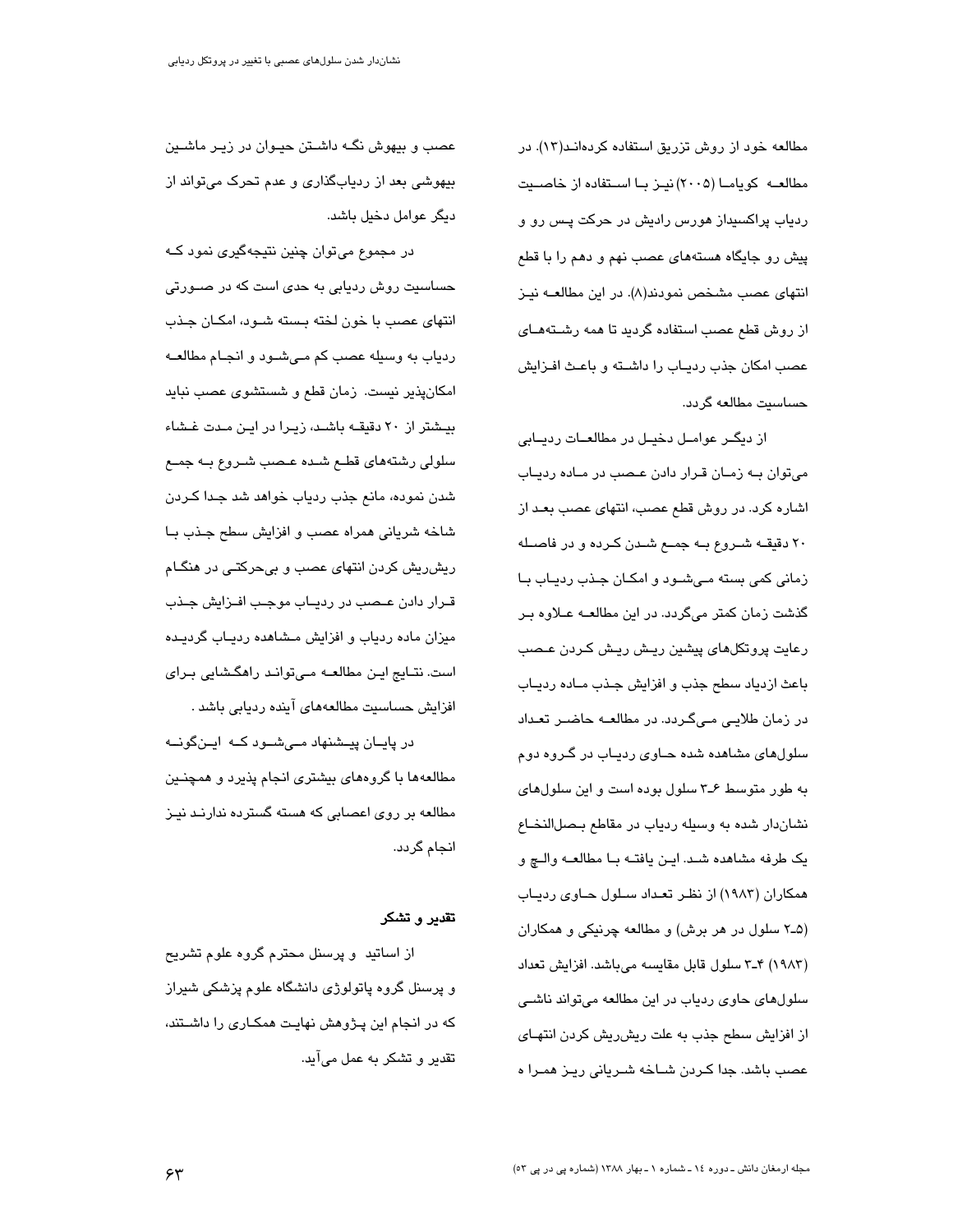مطالعه خود از روش تزریق استفاده کرده‌اند(۱۳). در مطالعه کویاما (۲۰۰۵) نیز با استفاده از خاصیت ردیاب پراکسیداز هورس رادیش در حرکت پس رو و پیش رو جایگاه هسته‌های عصب نهم و دهم را با قطع انتهای عصب مشخص نمودند(۸). در این مطالعه نیز از روش قطع عصب استفاده گردید تا همه رشته‌های عصب امکان جذب ردیاب را داشته و باعث افزایش حساسیت مطالعه گردد.

از دیگر عوامل دخیل در مطالعات ردیابی می‌توان به زمان قرار دادن عصب در ماده ردیاب اشاره کرد. در روش قطع عصب، انتهای عصب بعد از ۲۰ دقیقه شروع به جمع شدن کرده و در فاصله زمانی کمی بسته می‌شود و امکان جذب ردیاب با گذشت زمان کمتر می‌گردد. در این مطالعه علاوه بر رعایت پروتکل‌های پیشین ریش ریش کردن عصب باعث ازدیاد سطح جذب و افزایش جذب ماده ردیاب در زمان طلایی می‌گردد. در مطالعه حاضر تعداد سلول‌های مشاهده شده حاوی ردیاب در گروه دوم به طور متوسط ۶ـ۳ سلول بوده است و این سلول‌های نشان‌دار شده به وسیله ردیاب در مقاطع بصل‌النخاع یک طرفه مشاهده شد. این یافته با مطالعه والچ و همکاران (۱۹۸۳) از نظر تعداد سلول حاوی ردیاب (۵ـ۲ سلول در هر برش) و مطالعه چرنیکی و همکاران (۱۹۸۳) ۴ـ۳ سلول قابل مقایسه می‌باشد. افزایش تعداد سلول‌های حاوی ردیاب در این مطالعه می‌تواند ناشی از افزایش سطح جذب به علت ریش‌ریش کردن انتهای عصب باشد. جدا کردن شاخه شریانی ریز همراه عصب و بیهوش نگه داشتن حیوان در زیر ماشین بیهوشی بعد از ردیاب‌گذاری و عدم تحرک می‌تواند از دیگر عوامل دخیل باشد.

در مجموع می‌توان چنین نتیجه‌گیری نمود که حساسیت روش ردیابی به حدی است که در صورتی انتهای عصب با خون لخته بسته شود، امکان جذب ردیاب به وسیله عصب کم می‌شود و انجام مطالعه امکان‌پذیر نیست. زمان قطع و شستشوی عصب نباید بیشتر از ۲۰ دقیقه باشد، زیرا در این مدت غشاء سلولی رشته‌های قطع شده عصب شروع به جمع شدن نموده، مانع جذب ردیاب خواهد شد جدا کردن شاخه شریانی همراه عصب و افزایش سطح جذب با ریش‌ریش کردن انتهای عصب و بی‌حرکتی در هنگام قرار دادن عصب در ردیاب موجب افزایش جذب میزان ماده ردیاب و افزایش مشاهده ردیاب گردیده است. نتایج این مطالعه می‌تواند راهگشایی برای افزایش حساسیت مطالعه‌های آینده ردیابی باشد .

در پایان پیشنهاد می‌شود که اینگونه مطالعه‌ها با گروه‌های بیشتری انجام پذیرد و همچنین مطالعه بر روی اعصابی که هسته گسترده ندارند نیز انجام گردد.

## تقدیر و تشکر

از اساتید و پرسنل محترم گروه علوم تشریح و پرسنل گروه پاتولوژی دانشگاه علوم پزشکی شیراز که در انجام این پژوهش نهایت همکاری را داشتند، تقدیر و تشکر به عمل می‌آید.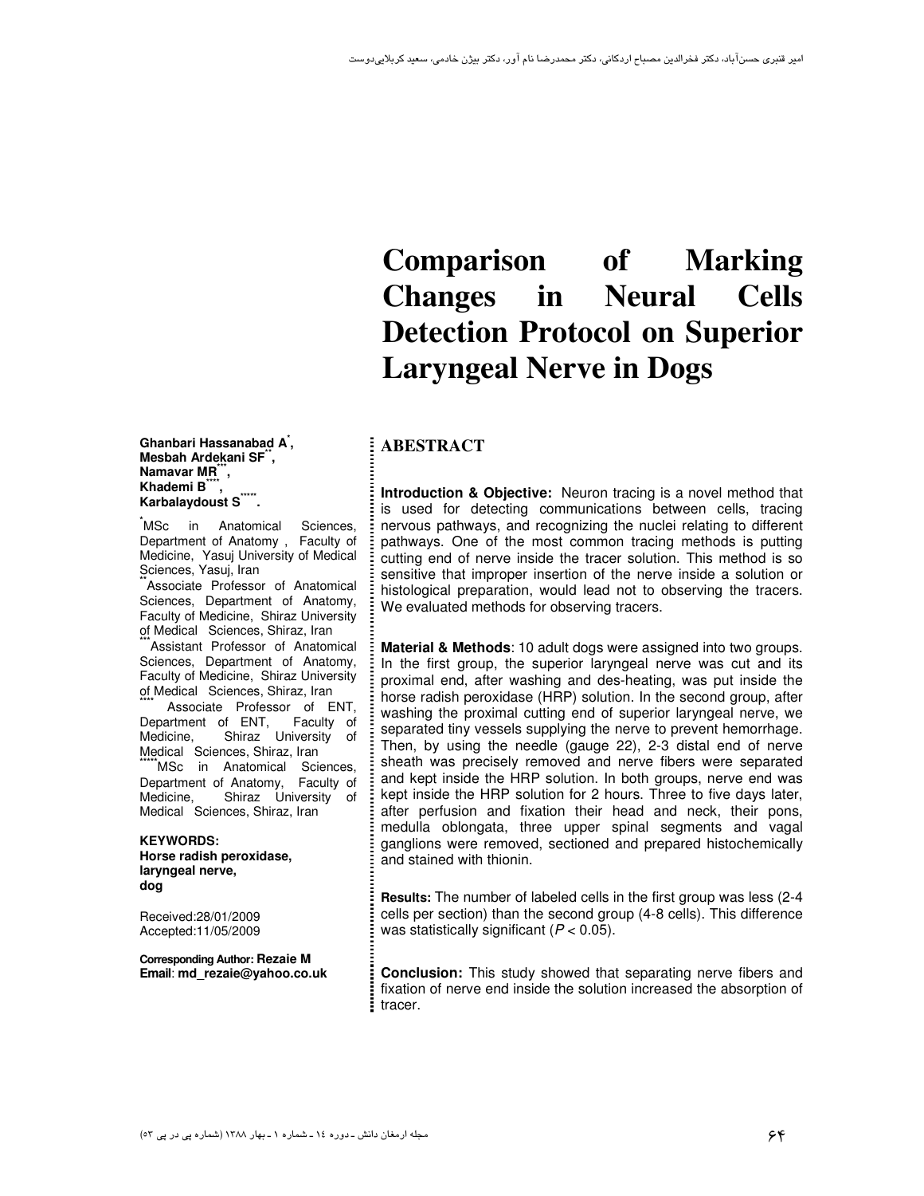# Comparison of Marking Changes in Neural Cells Detection Protocol on Superior Laryngeal Nerve in Dogs

**Ghanbari Hassanabad A[*], Mesbah Ardekani SF[**], Namavar MR[***], Khademi B[****], Karbalaydoust S[*****].**

[*]MSc in Anatomical Sciences, Department of Anatomy , Faculty of Medicine, Yasuj University of Medical Sciences, Yasuj, Iran

[**]Associate Professor of Anatomical Sciences, Department of Anatomy, Faculty of Medicine, Shiraz University of Medical Sciences, Shiraz, Iran

[***]Assistant Professor of Anatomical Sciences, Department of Anatomy, Faculty of Medicine, Shiraz University of Medical Sciences, Shiraz, Iran

[****] Associate Professor of ENT, Department of ENT, Faculty of Medicine, Shiraz University of Medical Sciences, Shiraz, Iran

[*****]MSc in Anatomical Sciences, Department of Anatomy, Faculty of Medicine, Shiraz University of Medical Sciences, Shiraz, Iran

**KEYWORDS:**
**Horse radish peroxidase, laryngeal nerve, dog**

Received:28/01/2009
Accepted:11/05/2009

**Corresponding Author: Rezaie M**
**Email**: **md_rezaie@yahoo.co.uk**

## ABESTRACT

**Introduction & Objective:** Neuron tracing is a novel method that is used for detecting communications between cells, tracing nervous pathways, and recognizing the nuclei relating to different pathways. One of the most common tracing methods is putting cutting end of nerve inside the tracer solution. This method is so sensitive that improper insertion of the nerve inside a solution or histological preparation, would lead not to observing the tracers. We evaluated methods for observing tracers.

**Material & Methods**: 10 adult dogs were assigned into two groups. In the first group, the superior laryngeal nerve was cut and its proximal end, after washing and des-heating, was put inside the horse radish peroxidase (HRP) solution. In the second group, after washing the proximal cutting end of superior laryngeal nerve, we separated tiny vessels supplying the nerve to prevent hemorrhage. Then, by using the needle (gauge 22), 2-3 distal end of nerve sheath was precisely removed and nerve fibers were separated and kept inside the HRP solution. In both groups, nerve end was kept inside the HRP solution for 2 hours. Three to five days later, after perfusion and fixation their head and neck, their pons, medulla oblongata, three upper spinal segments and vagal ganglions were removed, sectioned and prepared histochemically and stained with thionin.

**Results:** The number of labeled cells in the first group was less (2-4 cells per section) than the second group (4-8 cells). This difference was statistically significant ($P < 0.05$).

**Conclusion:** This study showed that separating nerve fibers and fixation of nerve end inside the solution increased the absorption of tracer.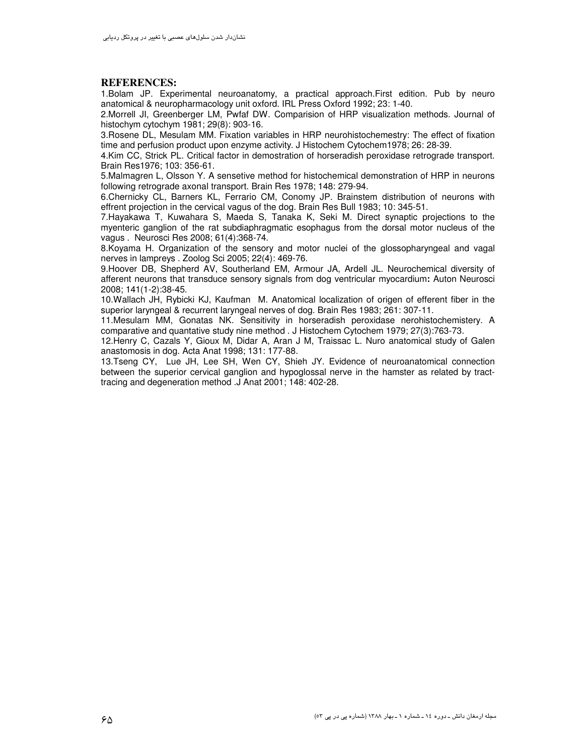## REFERENCES:

1.Bolam JP. Experimental neuroanatomy, a practical approach.First edition. Pub by neuro anatomical & neuropharmacology unit oxford. IRL Press Oxford 1992; 23: 1-40.

2.Morrell JI, Greenberger LM, Pwfaf DW. Comparision of HRP visualization methods. Journal of histochym cytochym 1981; 29(8): 903-16.

3.Rosene DL, Mesulam MM. Fixation variables in HRP neurohistochemestry: The effect of fixation time and perfusion product upon enzyme activity. J Histochem Cytochem1978; 26: 28-39.

4.Kim CC, Strick PL. Critical factor in demostration of horseradish peroxidase retrograde transport. Brain Res1976; 103: 356-61.

5.Malmagren L, Olsson Y. A sensetive method for histochemical demonstration of HRP in neurons following retrograde axonal transport. Brain Res 1978; 148: 279-94.

6.Chernicky CL, Barners KL, Ferrario CM, Conomy JP. Brainstem distribution of neurons with effrent projection in the cervical vagus of the dog. Brain Res Bull 1983; 10: 345-51.

7.Hayakawa T, Kuwahara S, Maeda S, Tanaka K, Seki M. Direct synaptic projections to the myenteric ganglion of the rat subdiaphragmatic esophagus from the dorsal motor nucleus of the vagus . Neurosci Res 2008; 61(4):368-74.

8.Koyama H. Organization of the sensory and motor nuclei of the glossopharyngeal and vagal nerves in lampreys . Zoolog Sci 2005; 22(4): 469-76.

9.Hoover DB, Shepherd AV, Southerland EM, Armour JA, Ardell JL. Neurochemical diversity of afferent neurons that transduce sensory signals from dog ventricular myocardium: Auton Neurosci 2008; 141(1-2):38-45.

10.Wallach JH, Rybicki KJ, Kaufman M. Anatomical localization of origen of efferent fiber in the superior laryngeal & recurrent laryngeal nerves of dog. Brain Res 1983; 261: 307-11.

11.Mesulam MM, Gonatas NK. Sensitivity in horseradish peroxidase nerohistochemistery. A comparative and quantative study nine method . J Histochem Cytochem 1979; 27(3):763-73.

12.Henry C, Cazals Y, Gioux M, Didar A, Aran J M, Traissac L. Nuro anatomical study of Galen anastomosis in dog. Acta Anat 1998; 131: 177-88.

13.Tseng CY, Lue JH, Lee SH, Wen CY, Shieh JY. Evidence of neuroanatomical connection between the superior cervical ganglion and hypoglossal nerve in the hamster as related by tract-tracing and degeneration method .J Anat 2001; 148: 402-28.